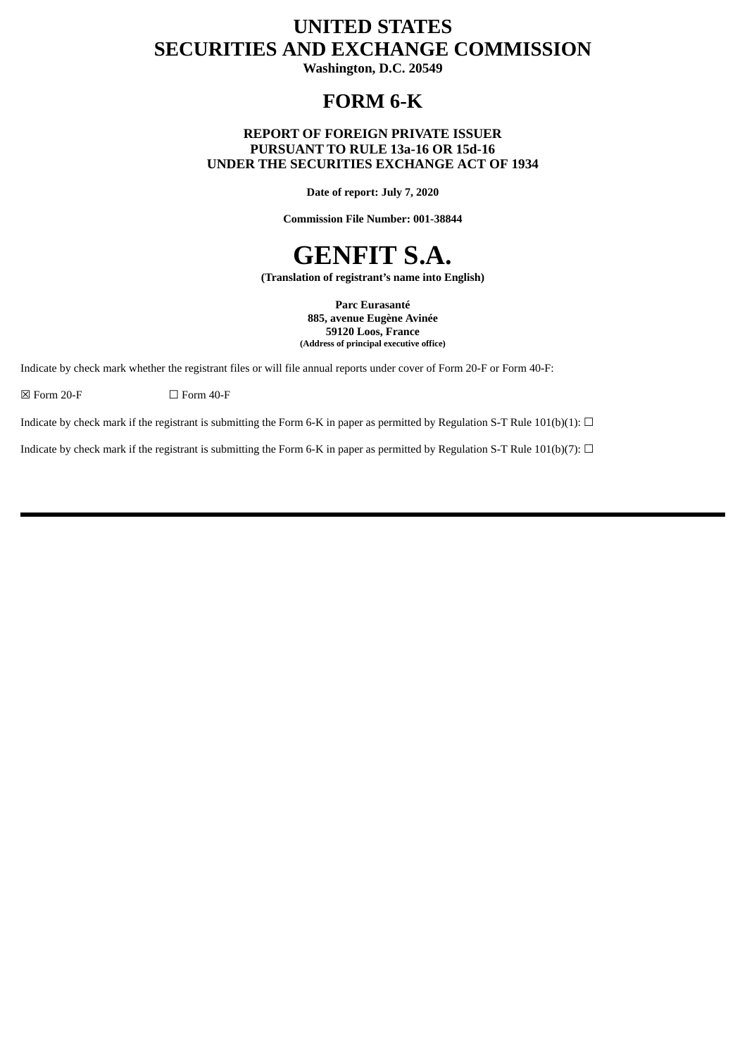# UNITED STATES
# SECURITIES AND EXCHANGE COMMISSION

**Washington, D.C. 20549**

# FORM 6-K

**REPORT OF FOREIGN PRIVATE ISSUER**
**PURSUANT TO RULE 13a-16 OR 15d-16**
**UNDER THE SECURITIES EXCHANGE ACT OF 1934**

**Date of report: July 7, 2020**

**Commission File Number: 001-38844**

# GENFIT S.A.

**(Translation of registrant's name into English)**

**Parc Eurasanté**
**885, avenue Eugène Avinée**
**59120 Loos, France**
**(Address of principal executive office)**

Indicate by check mark whether the registrant files or will file annual reports under cover of Form 20-F or Form 40-F:

☒ Form 20-F ☐ Form 40-F

Indicate by check mark if the registrant is submitting the Form 6-K in paper as permitted by Regulation S-T Rule 101(b)(1): ☐

Indicate by check mark if the registrant is submitting the Form 6-K in paper as permitted by Regulation S-T Rule 101(b)(7): ☐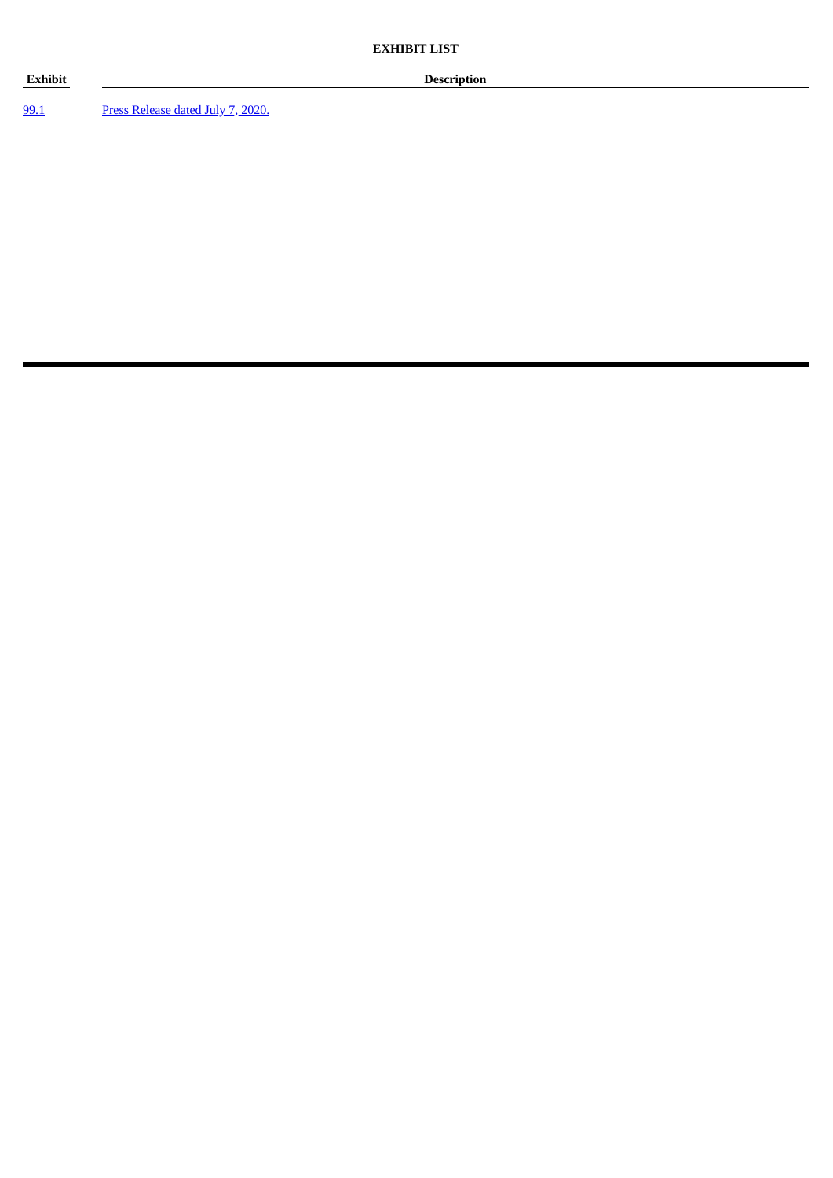**EXHIBIT LIST**

| Exhibit | Description |
|---|---|
| 99.1 | Press Release dated July 7, 2020. |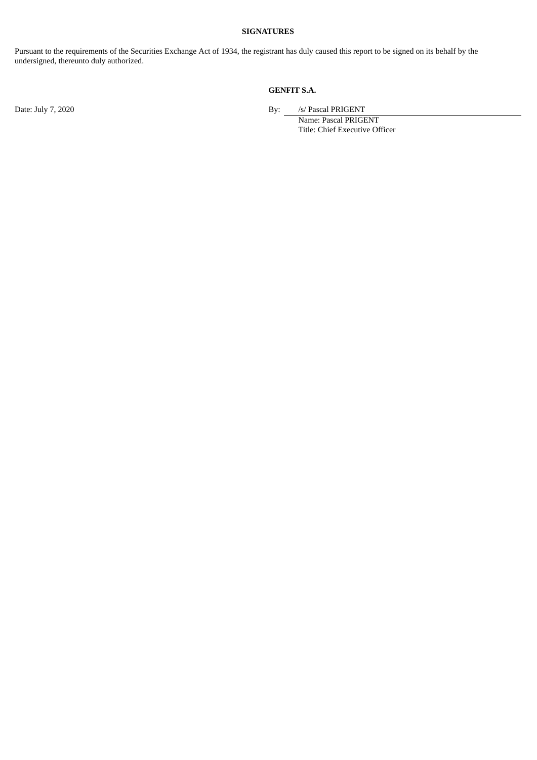**SIGNATURES**

Pursuant to the requirements of the Securities Exchange Act of 1934, the registrant has duly caused this report to be signed on its behalf by the undersigned, thereunto duly authorized.

**GENFIT S.A.**

Date: July 7, 2020

By: /s/ Pascal PRIGENT

Name: Pascal PRIGENT

Title: Chief Executive Officer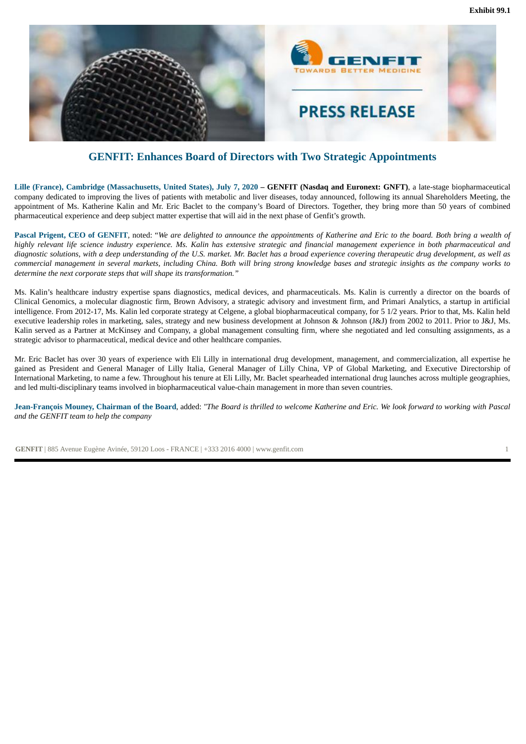Exhibit 99.1

# GENFIT: Enhances Board of Directors with Two Strategic Appointments

**Lille (France), Cambridge (Massachusetts, United States), July 7, 2020 – GENFIT (Nasdaq and Euronext: GNFT)**, a late-stage biopharmaceutical company dedicated to improving the lives of patients with metabolic and liver diseases, today announced, following its annual Shareholders Meeting, the appointment of Ms. Katherine Kalin and Mr. Eric Baclet to the company's Board of Directors. Together, they bring more than 50 years of combined pharmaceutical experience and deep subject matter expertise that will aid in the next phase of Genfit's growth.

**Pascal Prigent, CEO of GENFIT**, noted: "*We are delighted to announce the appointments of Katherine and Eric to the board. Both bring a wealth of highly relevant life science industry experience. Ms. Kalin has extensive strategic and financial management experience in both pharmaceutical and diagnostic solutions, with a deep understanding of the U.S. market. Mr. Baclet has a broad experience covering therapeutic drug development, as well as commercial management in several markets, including China. Both will bring strong knowledge bases and strategic insights as the company works to determine the next corporate steps that will shape its transformation.*"

Ms. Kalin's healthcare industry expertise spans diagnostics, medical devices, and pharmaceuticals. Ms. Kalin is currently a director on the boards of Clinical Genomics, a molecular diagnostic firm, Brown Advisory, a strategic advisory and investment firm, and Primari Analytics, a startup in artificial intelligence. From 2012-17, Ms. Kalin led corporate strategy at Celgene, a global biopharmaceutical company, for 5 1/2 years. Prior to that, Ms. Kalin held executive leadership roles in marketing, sales, strategy and new business development at Johnson & Johnson (J&J) from 2002 to 2011. Prior to J&J, Ms. Kalin served as a Partner at McKinsey and Company, a global management consulting firm, where she negotiated and led consulting assignments, as a strategic advisor to pharmaceutical, medical device and other healthcare companies.

Mr. Eric Baclet has over 30 years of experience with Eli Lilly in international drug development, management, and commercialization, all expertise he gained as President and General Manager of Lilly Italia, General Manager of Lilly China, VP of Global Marketing, and Executive Directorship of International Marketing, to name a few. Throughout his tenure at Eli Lilly, Mr. Baclet spearheaded international drug launches across multiple geographies, and led multi-disciplinary teams involved in biopharmaceutical value-chain management in more than seven countries.

**Jean-François Mouney, Chairman of the Board**, added: *"The Board is thrilled to welcome Katherine and Eric. We look forward to working with Pascal and the GENFIT team to help the company*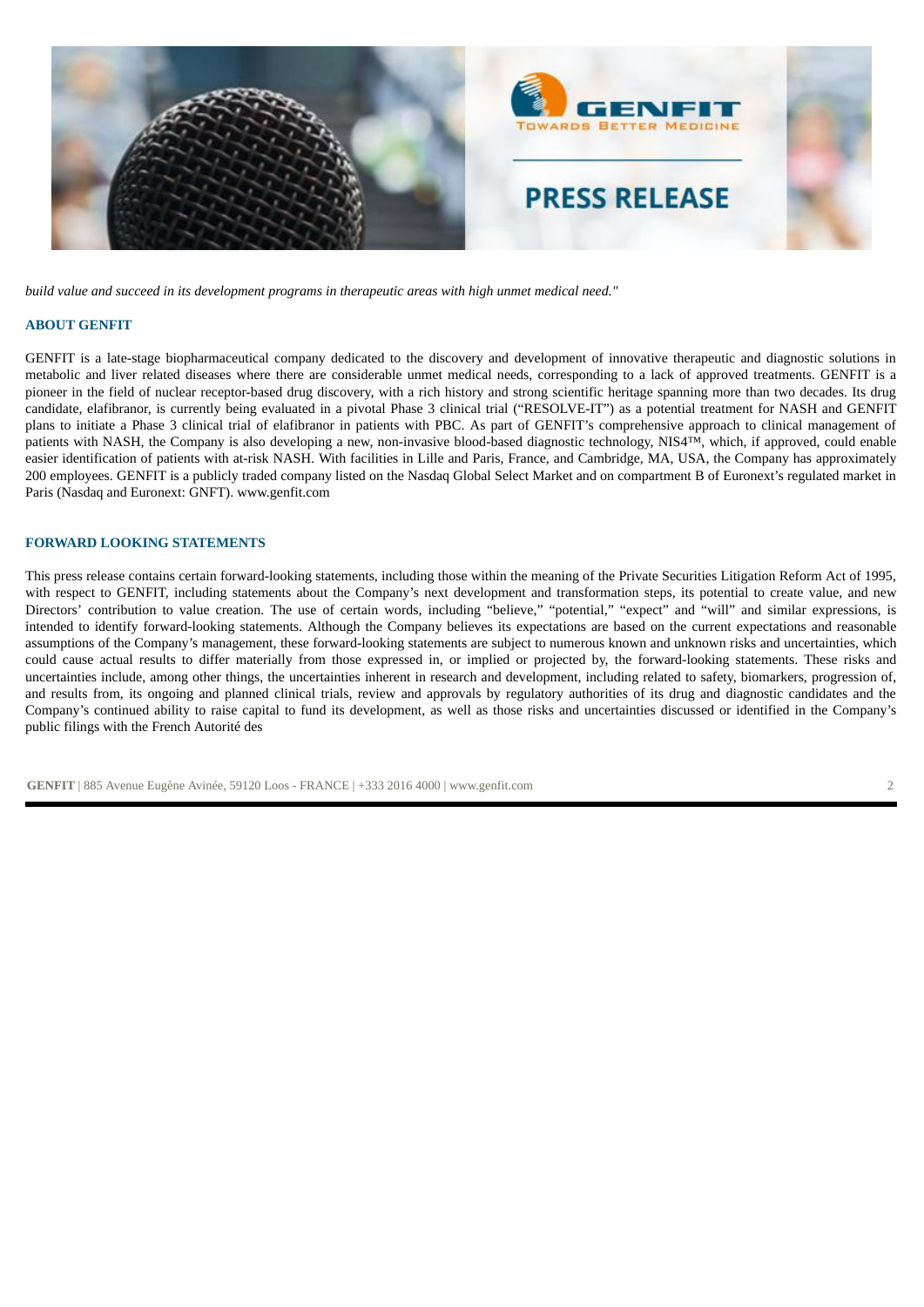*build value and succeed in its development programs in therapeutic areas with high unmet medical need."*

## ABOUT GENFIT

GENFIT is a late-stage biopharmaceutical company dedicated to the discovery and development of innovative therapeutic and diagnostic solutions in metabolic and liver related diseases where there are considerable unmet medical needs, corresponding to a lack of approved treatments. GENFIT is a pioneer in the field of nuclear receptor-based drug discovery, with a rich history and strong scientific heritage spanning more than two decades. Its drug candidate, elafibranor, is currently being evaluated in a pivotal Phase 3 clinical trial ("RESOLVE-IT") as a potential treatment for NASH and GENFIT plans to initiate a Phase 3 clinical trial of elafibranor in patients with PBC. As part of GENFIT's comprehensive approach to clinical management of patients with NASH, the Company is also developing a new, non-invasive blood-based diagnostic technology, NIS4™, which, if approved, could enable easier identification of patients with at-risk NASH. With facilities in Lille and Paris, France, and Cambridge, MA, USA, the Company has approximately 200 employees. GENFIT is a publicly traded company listed on the Nasdaq Global Select Market and on compartment B of Euronext's regulated market in Paris (Nasdaq and Euronext: GNFT). www.genfit.com

## FORWARD LOOKING STATEMENTS

This press release contains certain forward-looking statements, including those within the meaning of the Private Securities Litigation Reform Act of 1995, with respect to GENFIT, including statements about the Company's next development and transformation steps, its potential to create value, and new Directors' contribution to value creation. The use of certain words, including "believe," "potential," "expect" and "will" and similar expressions, is intended to identify forward-looking statements. Although the Company believes its expectations are based on the current expectations and reasonable assumptions of the Company's management, these forward-looking statements are subject to numerous known and unknown risks and uncertainties, which could cause actual results to differ materially from those expressed in, or implied or projected by, the forward-looking statements. These risks and uncertainties include, among other things, the uncertainties inherent in research and development, including related to safety, biomarkers, progression of, and results from, its ongoing and planned clinical trials, review and approvals by regulatory authorities of its drug and diagnostic candidates and the Company's continued ability to raise capital to fund its development, as well as those risks and uncertainties discussed or identified in the Company's public filings with the French Autorité des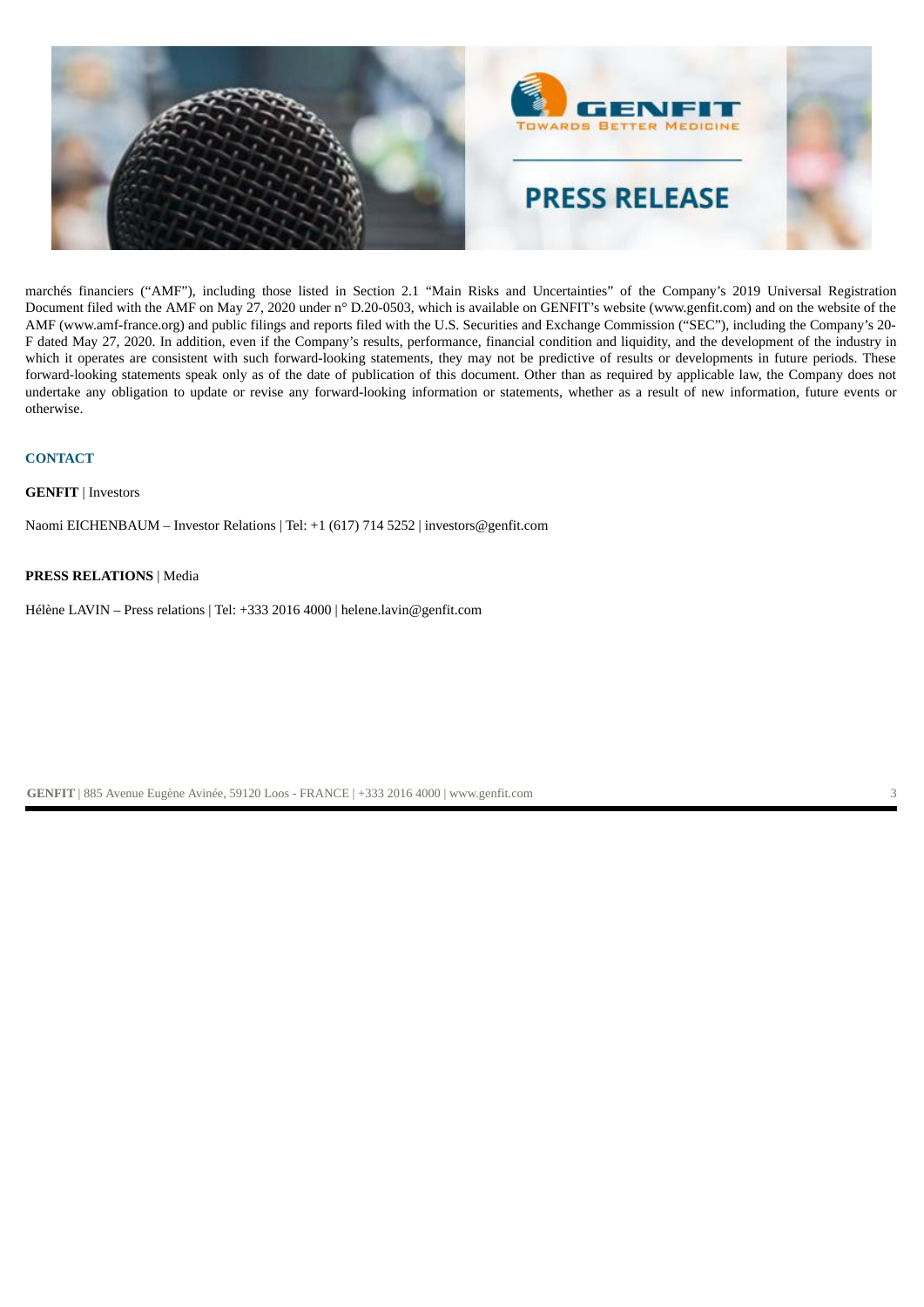marchés financiers ("AMF"), including those listed in Section 2.1 "Main Risks and Uncertainties" of the Company's 2019 Universal Registration Document filed with the AMF on May 27, 2020 under n° D.20-0503, which is available on GENFIT's website (www.genfit.com) and on the website of the AMF (www.amf-france.org) and public filings and reports filed with the U.S. Securities and Exchange Commission ("SEC"), including the Company's 20-F dated May 27, 2020. In addition, even if the Company's results, performance, financial condition and liquidity, and the development of the industry in which it operates are consistent with such forward-looking statements, they may not be predictive of results or developments in future periods. These forward-looking statements speak only as of the date of publication of this document. Other than as required by applicable law, the Company does not undertake any obligation to update or revise any forward-looking information or statements, whether as a result of new information, future events or otherwise.

## CONTACT

**GENFIT** | Investors

Naomi EICHENBAUM – Investor Relations | Tel: +1 (617) 714 5252 | investors@genfit.com

**PRESS RELATIONS** | Media

Hélène LAVIN – Press relations | Tel: +333 2016 4000 | helene.lavin@genfit.com